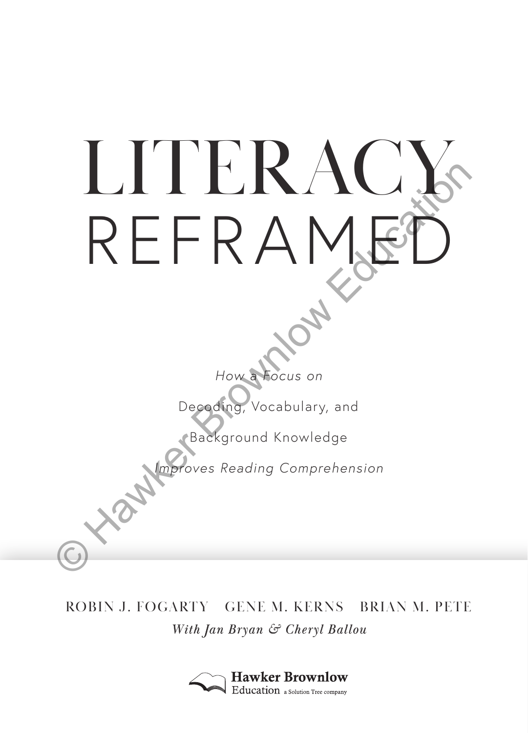# LITERACY REFRAMED

*How a Focus on*

Decoding, Vocabulary, and

Background Knowledge

*Improves Reading Comprehension*

ROBIN J. FOGARTY GENE M. KERNS BRIAN M. PETE

*With Jan Bryan & Cheryl Ballou*

Hawker Brownlow Education a Solution Tree company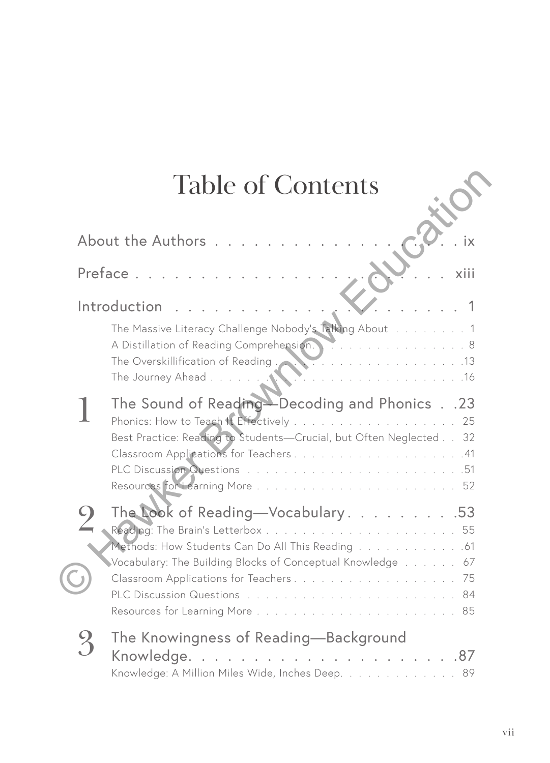# Table of Contents

About the Authors . . . ix

Preface . . . xiii

Introduction . . . 1

- The Massive Literacy Challenge Nobody's Talking About . . . 1
- A Distillation of Reading Comprehension . . . 8
- The Overskillification of Reading . . . 13
- The Journey Ahead . . . 16

## 1 The Sound of Reading—Decoding and Phonics . . . 23

- Phonics: How to Teach It Effectively . . . 25
- Best Practice: Reading to Students—Crucial, but Often Neglected . . . 32
- Classroom Applications for Teachers . . . 41
- PLC Discussion Questions . . . 51
- Resources for Learning More . . . 52

## 2 The Look of Reading—Vocabulary . . . 53

- Reading: The Brain's Letterbox . . . 55
- Methods: How Students Can Do All This Reading . . . 61
- Vocabulary: The Building Blocks of Conceptual Knowledge . . . 67
- Classroom Applications for Teachers . . . 75
- PLC Discussion Questions . . . 84
- Resources for Learning More . . . 85

## 3 The Knowingness of Reading—Background Knowledge . . . 87

- Knowledge: A Million Miles Wide, Inches Deep . . . 89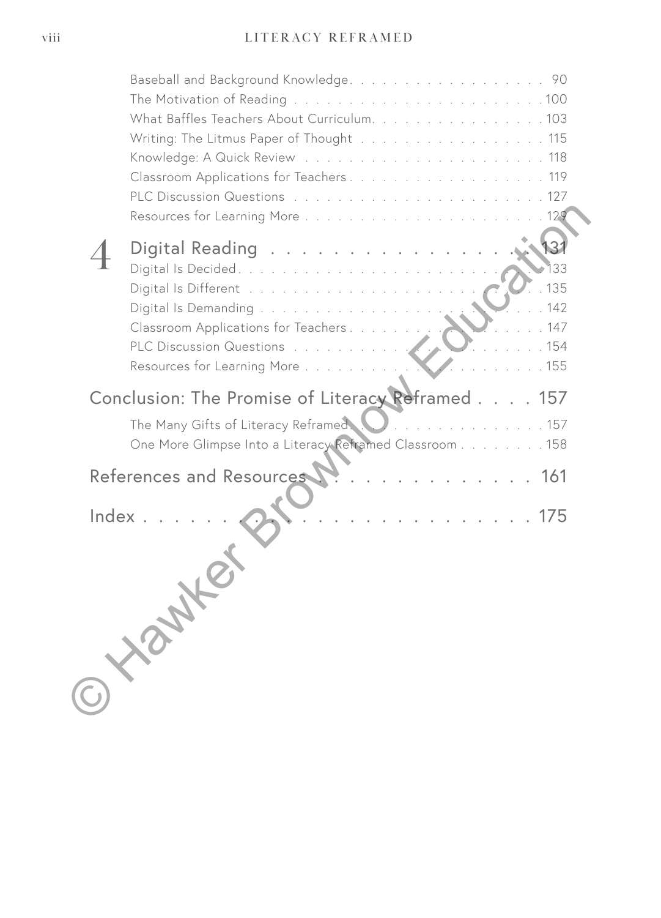- Baseball and Background Knowledge . . . . . . . . . . 90
- The Motivation of Reading . . . . . . . . . . 100
- What Baffles Teachers About Curriculum . . . . . . . . . . 103
- Writing: The Litmus Paper of Thought . . . . . . . . . . 115
- Knowledge: A Quick Review . . . . . . . . . . 118
- Classroom Applications for Teachers . . . . . . . . . . 119
- PLC Discussion Questions . . . . . . . . . . 127
- Resources for Learning More . . . . . . . . . . 129

## 4 Digital Reading . . . . . . . . . . 131

- Digital Is Decided . . . . . . . . . . 133
- Digital Is Different . . . . . . . . . . 135
- Digital Is Demanding . . . . . . . . . . 142
- Classroom Applications for Teachers . . . . . . . . . . 147
- PLC Discussion Questions . . . . . . . . . . 154
- Resources for Learning More . . . . . . . . . . 155

## Conclusion: The Promise of Literacy Reframed . . . . 157

- The Many Gifts of Literacy Reframed . . . . . . . . . . 157
- One More Glimpse Into a Literacy Reframed Classroom . . . . . . . . 158

## References and Resources . . . . . . . . . . 161

## Index . . . . . . . . . . 175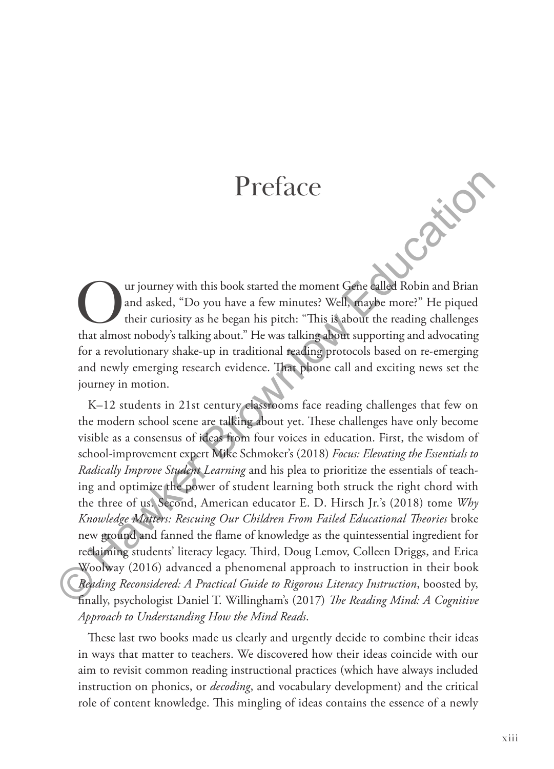# Preface

Our journey with this book started the moment Gene called Robin and Brian and asked, "Do you have a few minutes? Well, maybe more?" He piqued their curiosity as he began his pitch: "This is about the reading challenges that almost nobody's talking about." He was talking about supporting and advocating for a revolutionary shake-up in traditional reading protocols based on re-emerging and newly emerging research evidence. That phone call and exciting news set the journey in motion.

K–12 students in 21st century classrooms face reading challenges that few on the modern school scene are talking about yet. These challenges have only become visible as a consensus of ideas from four voices in education. First, the wisdom of school-improvement expert Mike Schmoker's (2018) *Focus: Elevating the Essentials to Radically Improve Student Learning* and his plea to prioritize the essentials of teaching and optimize the power of student learning both struck the right chord with the three of us. Second, American educator E. D. Hirsch Jr.'s (2018) tome *Why Knowledge Matters: Rescuing Our Children From Failed Educational Theories* broke new ground and fanned the flame of knowledge as the quintessential ingredient for reclaiming students' literacy legacy. Third, Doug Lemov, Colleen Driggs, and Erica Woolway (2016) advanced a phenomenal approach to instruction in their book *Reading Reconsidered: A Practical Guide to Rigorous Literacy Instruction*, boosted by, finally, psychologist Daniel T. Willingham's (2017) *The Reading Mind: A Cognitive Approach to Understanding How the Mind Reads*.

These last two books made us clearly and urgently decide to combine their ideas in ways that matter to teachers. We discovered how their ideas coincide with our aim to revisit common reading instructional practices (which have always included instruction on phonics, or *decoding*, and vocabulary development) and the critical role of content knowledge. This mingling of ideas contains the essence of a newly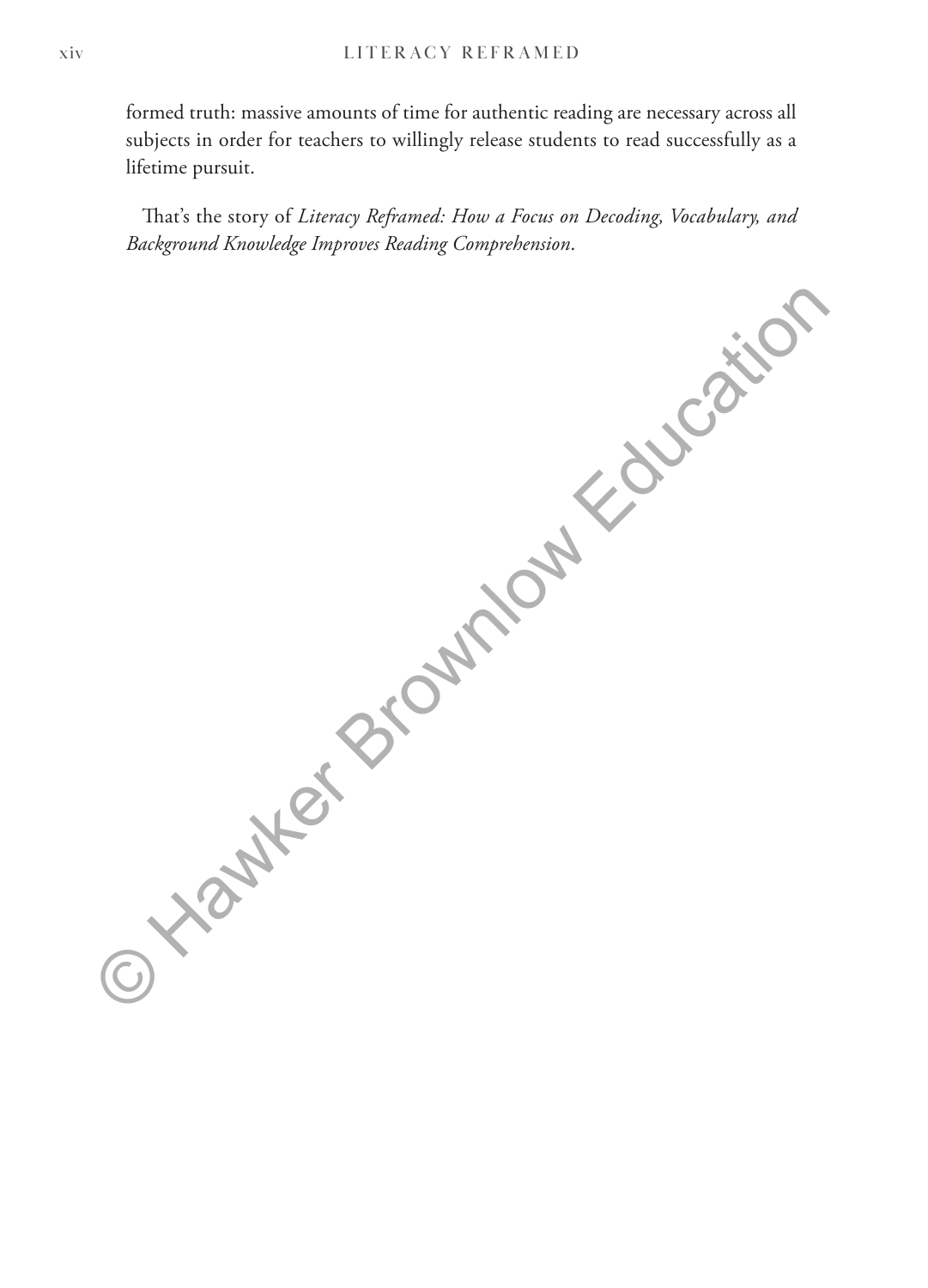formed truth: massive amounts of time for authentic reading are necessary across all subjects in order for teachers to willingly release students to read successfully as a lifetime pursuit.

That's the story of *Literacy Reframed: How a Focus on Decoding, Vocabulary, and Background Knowledge Improves Reading Comprehension*.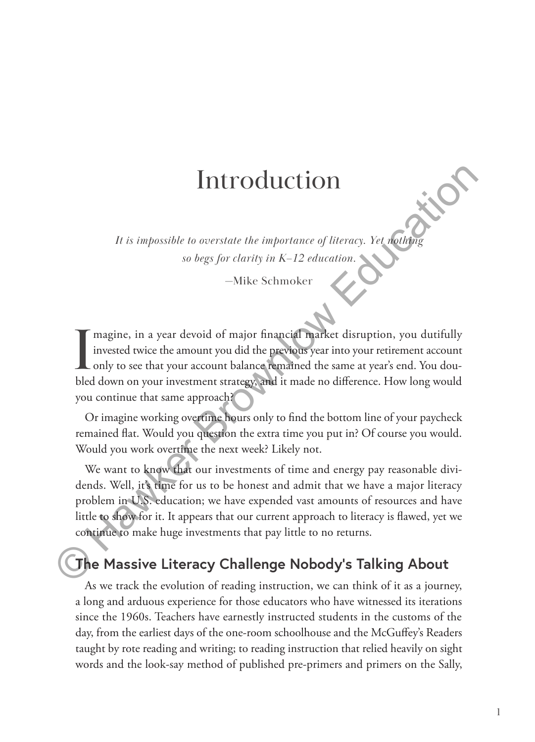# Introduction

*It is impossible to overstate the importance of literacy. Yet nothing so begs for clarity in K–12 education.*

—Mike Schmoker

Imagine, in a year devoid of major financial market disruption, you dutifully invested twice the amount you did the previous year into your retirement account only to see that your account balance remained the same at year's end. You doubled down on your investment strategy, and it made no difference. How long would you continue that same approach?

Or imagine working overtime hours only to find the bottom line of your paycheck remained flat. Would you question the extra time you put in? Of course you would. Would you work overtime the next week? Likely not.

We want to know that our investments of time and energy pay reasonable dividends. Well, it's time for us to be honest and admit that we have a major literacy problem in U.S. education; we have expended vast amounts of resources and have little to show for it. It appears that our current approach to literacy is flawed, yet we continue to make huge investments that pay little to no returns.

## The Massive Literacy Challenge Nobody's Talking About

As we track the evolution of reading instruction, we can think of it as a journey, a long and arduous experience for those educators who have witnessed its iterations since the 1960s. Teachers have earnestly instructed students in the customs of the day, from the earliest days of the one-room schoolhouse and the McGuffey's Readers taught by rote reading and writing; to reading instruction that relied heavily on sight words and the look-say method of published pre-primers and primers on the Sally,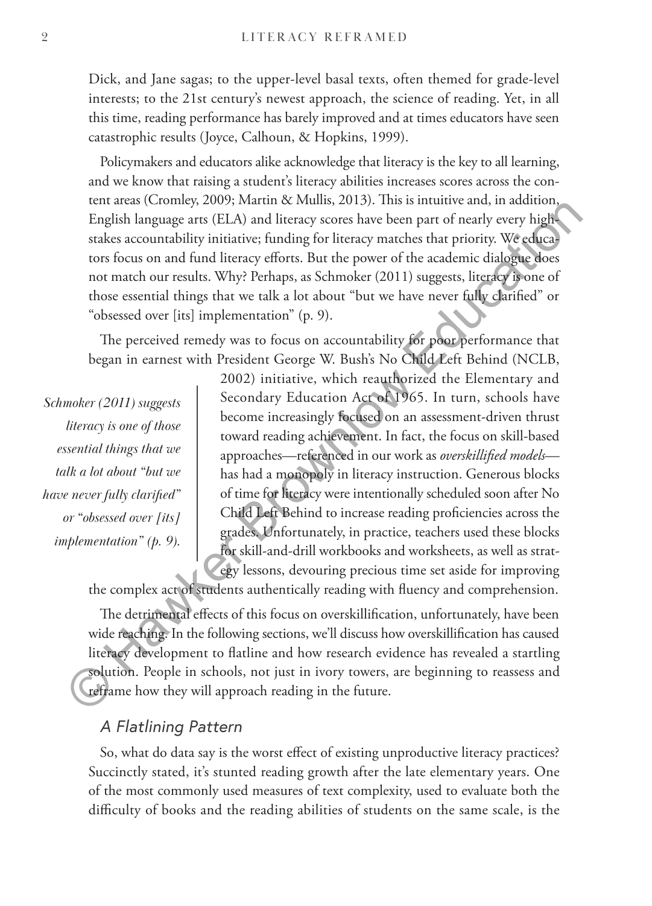Dick, and Jane sagas; to the upper-level basal texts, often themed for grade-level interests; to the 21st century's newest approach, the science of reading. Yet, in all this time, reading performance has barely improved and at times educators have seen catastrophic results (Joyce, Calhoun, & Hopkins, 1999).

Policymakers and educators alike acknowledge that literacy is the key to all learning, and we know that raising a student's literacy abilities increases scores across the content areas (Cromley, 2009; Martin & Mullis, 2013). This is intuitive and, in addition, English language arts (ELA) and literacy scores have been part of nearly every high-stakes accountability initiative; funding for literacy matches that priority. We educators focus on and fund literacy efforts. But the power of the academic dialogue does not match our results. Why? Perhaps, as Schmoker (2011) suggests, literacy is one of those essential things that we talk a lot about "but we have never fully clarified" or "obsessed over [its] implementation" (p. 9).

The perceived remedy was to focus on accountability for poor performance that began in earnest with President George W. Bush's No Child Left Behind (NCLB, 2002) initiative, which reauthorized the Elementary and Secondary Education Act of 1965. In turn, schools have become increasingly focused on an assessment-driven thrust toward reading achievement. In fact, the focus on skill-based approaches—referenced in our work as *overskillified models*—has had a monopoly in literacy instruction. Generous blocks of time for literacy were intentionally scheduled soon after No Child Left Behind to increase reading proficiencies across the grades. Unfortunately, in practice, teachers used these blocks for skill-and-drill workbooks and worksheets, as well as strategy lessons, devouring precious time set aside for improving the complex act of students authentically reading with fluency and comprehension.

*Schmoker (2011) suggests literacy is one of those essential things that we talk a lot about "but we have never fully clarified" or "obsessed over [its] implementation" (p. 9).*

The detrimental effects of this focus on overskillification, unfortunately, have been wide reaching. In the following sections, we'll discuss how overskillification has caused literacy development to flatline and how research evidence has revealed a startling solution. People in schools, not just in ivory towers, are beginning to reassess and reframe how they will approach reading in the future.

### A Flatlining Pattern

So, what do data say is the worst effect of existing unproductive literacy practices? Succinctly stated, it's stunted reading growth after the late elementary years. One of the most commonly used measures of text complexity, used to evaluate both the difficulty of books and the reading abilities of students on the same scale, is the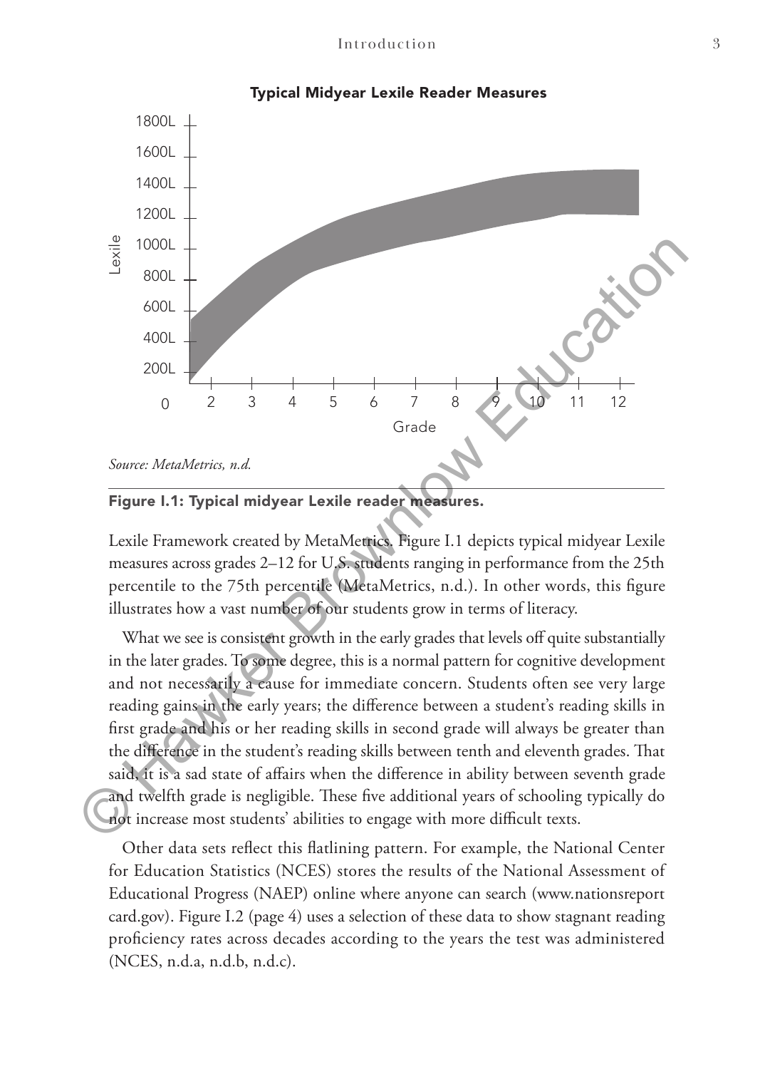Typical Midyear Lexile Reader Measures

*Source: MetaMetrics, n.d.*

**Figure I.1: Typical midyear Lexile reader measures.**

Lexile Framework created by MetaMetrics. Figure I.1 depicts typical midyear Lexile measures across grades 2–12 for U.S. students ranging in performance from the 25th percentile to the 75th percentile (MetaMetrics, n.d.). In other words, this figure illustrates how a vast number of our students grow in terms of literacy.

What we see is consistent growth in the early grades that levels off quite substantially in the later grades. To some degree, this is a normal pattern for cognitive development and not necessarily a cause for immediate concern. Students often see very large reading gains in the early years; the difference between a student's reading skills in first grade and his or her reading skills in second grade will always be greater than the difference in the student's reading skills between tenth and eleventh grades. That said, it is a sad state of affairs when the difference in ability between seventh grade and twelfth grade is negligible. These five additional years of schooling typically do not increase most students' abilities to engage with more difficult texts.

Other data sets reflect this flatlining pattern. For example, the National Center for Education Statistics (NCES) stores the results of the National Assessment of Educational Progress (NAEP) online where anyone can search (www.nationsreportcard.gov). Figure I.2 (page 4) uses a selection of these data to show stagnant reading proficiency rates across decades according to the years the test was administered (NCES, n.d.a, n.d.b, n.d.c).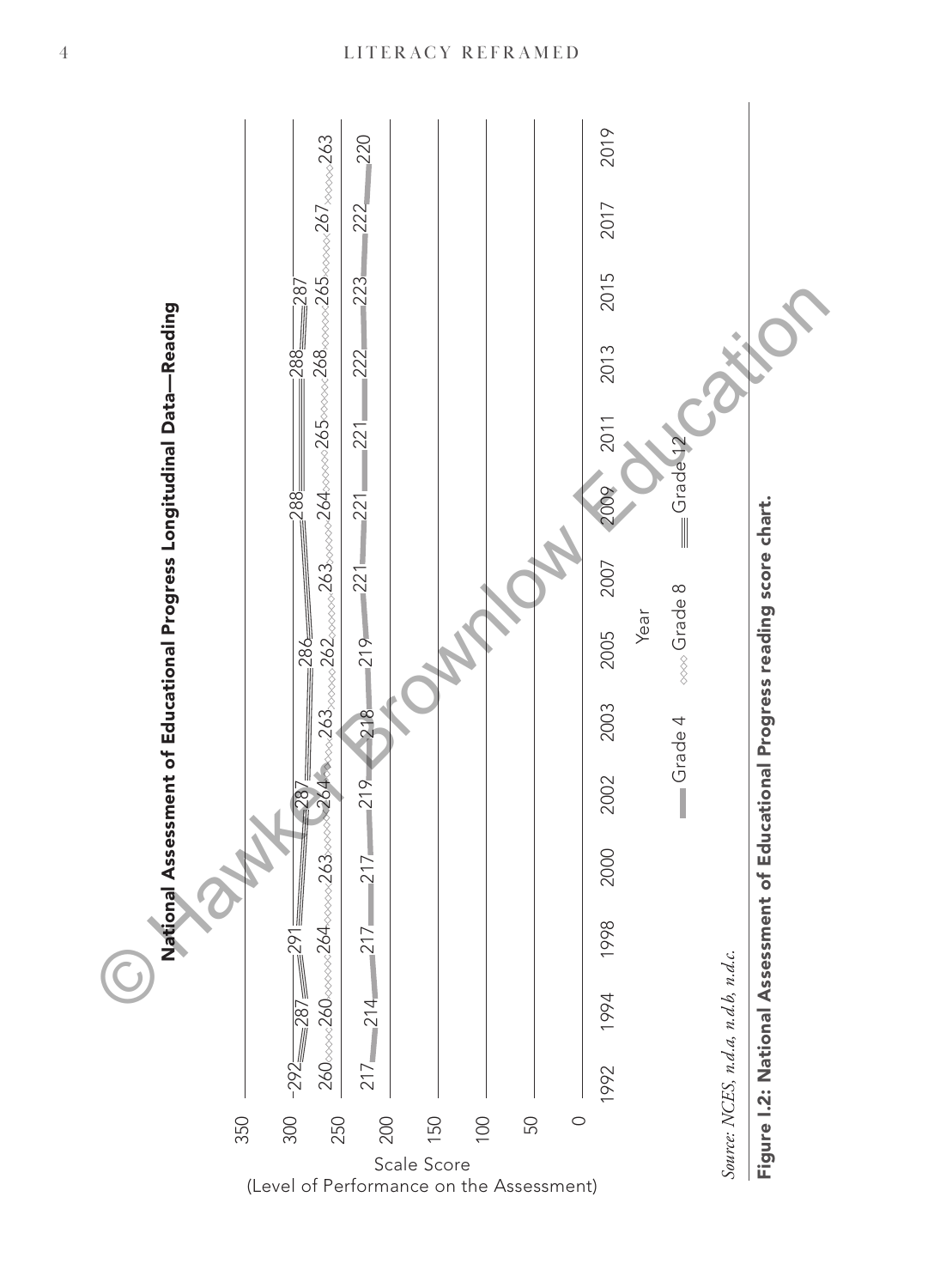**National Assessment of Educational Progress Longitudinal Data—Reading**

| Year | Grade 4 | Grade 8 | Grade 12 |
|---|---|---|---|
| 1992 | 217 | 260 | 292 |
| 1994 | 214 | 260 | 287 |
| 1998 | 217 | 264 | 291 |
| 2000 | 217 | 263 | |
| 2002 | 219 | 264 | 287 |
| 2003 | 218 | 263 | |
| 2005 | 219 | 262 | 286 |
| 2007 | 221 | 263 | |
| 2009 | 221 | 264 | 288 |
| 2011 | 221 | 265 | |
| 2013 | 222 | 268 | 288 |
| 2015 | 223 | 265 | 287 |
| 2017 | 222 | 267 | |
| 2019 | 220 | 263 | |

Y-axis: Scale Score (Level of Performance on the Assessment), 0–350. X-axis: Year.

*Source: NCES, n.d.a, n.d.b, n.d.c.*

**Figure I.2: National Assessment of Educational Progress reading score chart.**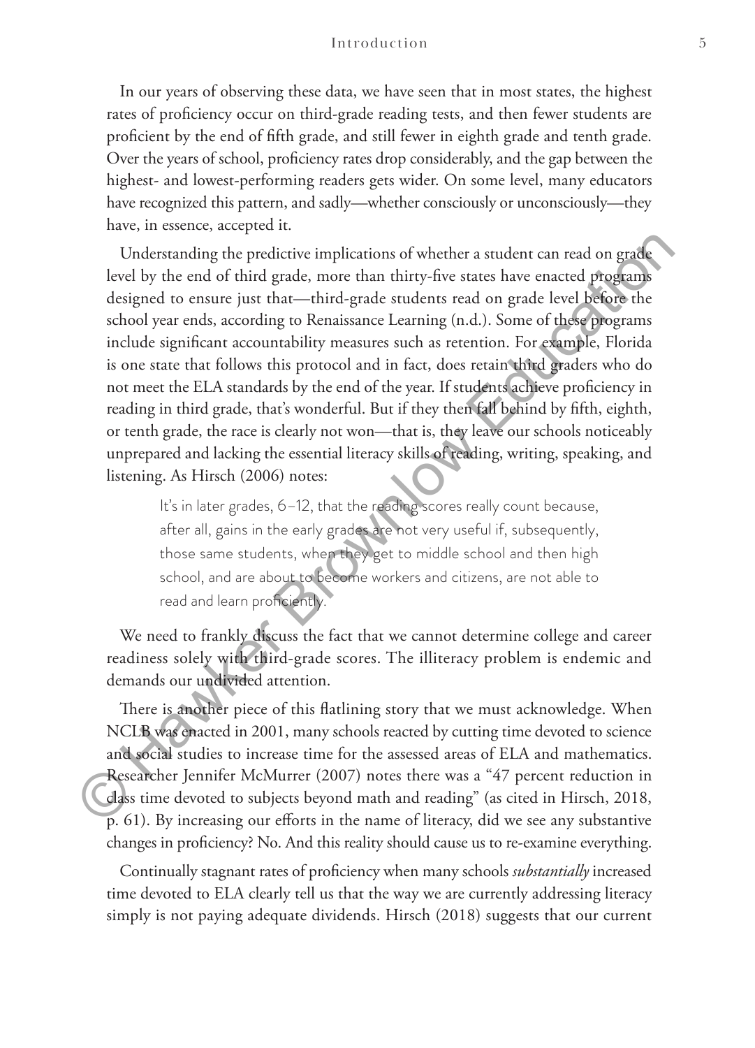In our years of observing these data, we have seen that in most states, the highest rates of proficiency occur on third-grade reading tests, and then fewer students are proficient by the end of fifth grade, and still fewer in eighth grade and tenth grade. Over the years of school, proficiency rates drop considerably, and the gap between the highest- and lowest-performing readers gets wider. On some level, many educators have recognized this pattern, and sadly—whether consciously or unconsciously—they have, in essence, accepted it.

Understanding the predictive implications of whether a student can read on grade level by the end of third grade, more than thirty-five states have enacted programs designed to ensure just that—third-grade students read on grade level before the school year ends, according to Renaissance Learning (n.d.). Some of these programs include significant accountability measures such as retention. For example, Florida is one state that follows this protocol and in fact, does retain third graders who do not meet the ELA standards by the end of the year. If students achieve proficiency in reading in third grade, that's wonderful. But if they then fall behind by fifth, eighth, or tenth grade, the race is clearly not won—that is, they leave our schools noticeably unprepared and lacking the essential literacy skills of reading, writing, speaking, and listening. As Hirsch (2006) notes:

> It's in later grades, 6–12, that the reading scores really count because, after all, gains in the early grades are not very useful if, subsequently, those same students, when they get to middle school and then high school, and are about to become workers and citizens, are not able to read and learn proficiently.

We need to frankly discuss the fact that we cannot determine college and career readiness solely with third-grade scores. The illiteracy problem is endemic and demands our undivided attention.

There is another piece of this flatlining story that we must acknowledge. When NCLB was enacted in 2001, many schools reacted by cutting time devoted to science and social studies to increase time for the assessed areas of ELA and mathematics. Researcher Jennifer McMurrer (2007) notes there was a "47 percent reduction in class time devoted to subjects beyond math and reading" (as cited in Hirsch, 2018, p. 61). By increasing our efforts in the name of literacy, did we see any substantive changes in proficiency? No. And this reality should cause us to re-examine everything.

Continually stagnant rates of proficiency when many schools *substantially* increased time devoted to ELA clearly tell us that the way we are currently addressing literacy simply is not paying adequate dividends. Hirsch (2018) suggests that our current